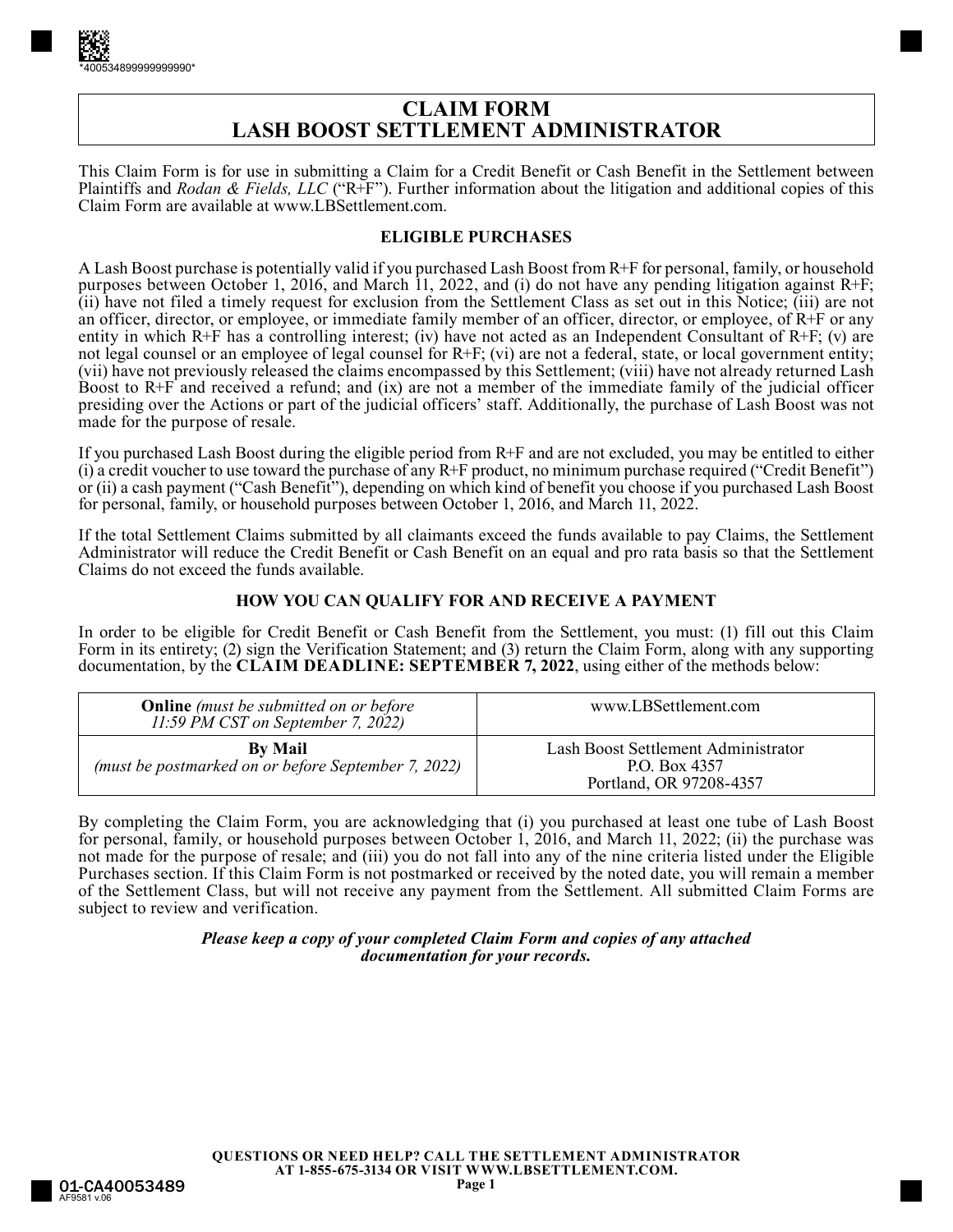# CLAIM FORM
# LASH BOOST SETTLEMENT ADMINISTRATOR

This Claim Form is for use in submitting a Claim for a Credit Benefit or Cash Benefit in the Settlement between Plaintiffs and *Rodan & Fields, LLC* ("R+F"). Further information about the litigation and additional copies of this Claim Form are available at www.LBSettlement.com.

### ELIGIBLE PURCHASES

A Lash Boost purchase is potentially valid if you purchased Lash Boost from R+F for personal, family, or household purposes between October 1, 2016, and March 11, 2022, and (i) do not have any pending litigation against R+F; (ii) have not filed a timely request for exclusion from the Settlement Class as set out in this Notice; (iii) are not an officer, director, or employee, or immediate family member of an officer, director, or employee, of R+F or any entity in which R+F has a controlling interest; (iv) have not acted as an Independent Consultant of R+F; (v) are not legal counsel or an employee of legal counsel for R+F; (vi) are not a federal, state, or local government entity; (vii) have not previously released the claims encompassed by this Settlement; (viii) have not already returned Lash Boost to R+F and received a refund; and (ix) are not a member of the immediate family of the judicial officer presiding over the Actions or part of the judicial officers' staff. Additionally, the purchase of Lash Boost was not made for the purpose of resale.

If you purchased Lash Boost during the eligible period from R+F and are not excluded, you may be entitled to either (i) a credit voucher to use toward the purchase of any R+F product, no minimum purchase required ("Credit Benefit") or (ii) a cash payment ("Cash Benefit"), depending on which kind of benefit you choose if you purchased Lash Boost for personal, family, or household purposes between October 1, 2016, and March 11, 2022.

If the total Settlement Claims submitted by all claimants exceed the funds available to pay Claims, the Settlement Administrator will reduce the Credit Benefit or Cash Benefit on an equal and pro rata basis so that the Settlement Claims do not exceed the funds available.

### HOW YOU CAN QUALIFY FOR AND RECEIVE A PAYMENT

In order to be eligible for Credit Benefit or Cash Benefit from the Settlement, you must: (1) fill out this Claim Form in its entirety; (2) sign the Verification Statement; and (3) return the Claim Form, along with any supporting documentation, by the **CLAIM DEADLINE: SEPTEMBER 7, 2022**, using either of the methods below:

| | |
|---|---|
| **Online** *(must be submitted on or before 11:59 PM CST on September 7, 2022)* | www.LBSettlement.com |
| **By Mail** *(must be postmarked on or before September 7, 2022)* | Lash Boost Settlement Administrator<br>P.O. Box 4357<br>Portland, OR 97208-4357 |

By completing the Claim Form, you are acknowledging that (i) you purchased at least one tube of Lash Boost for personal, family, or household purposes between October 1, 2016, and March 11, 2022; (ii) the purchase was not made for the purpose of resale; and (iii) you do not fall into any of the nine criteria listed under the Eligible Purchases section. If this Claim Form is not postmarked or received by the noted date, you will remain a member of the Settlement Class, but will not receive any payment from the Settlement. All submitted Claim Forms are subject to review and verification.

***Please keep a copy of your completed Claim Form and copies of any attached documentation for your records.***

**QUESTIONS OR NEED HELP? CALL THE SETTLEMENT ADMINISTRATOR AT 1-855-675-3134 OR VISIT WWW.LBSETTLEMENT.COM.**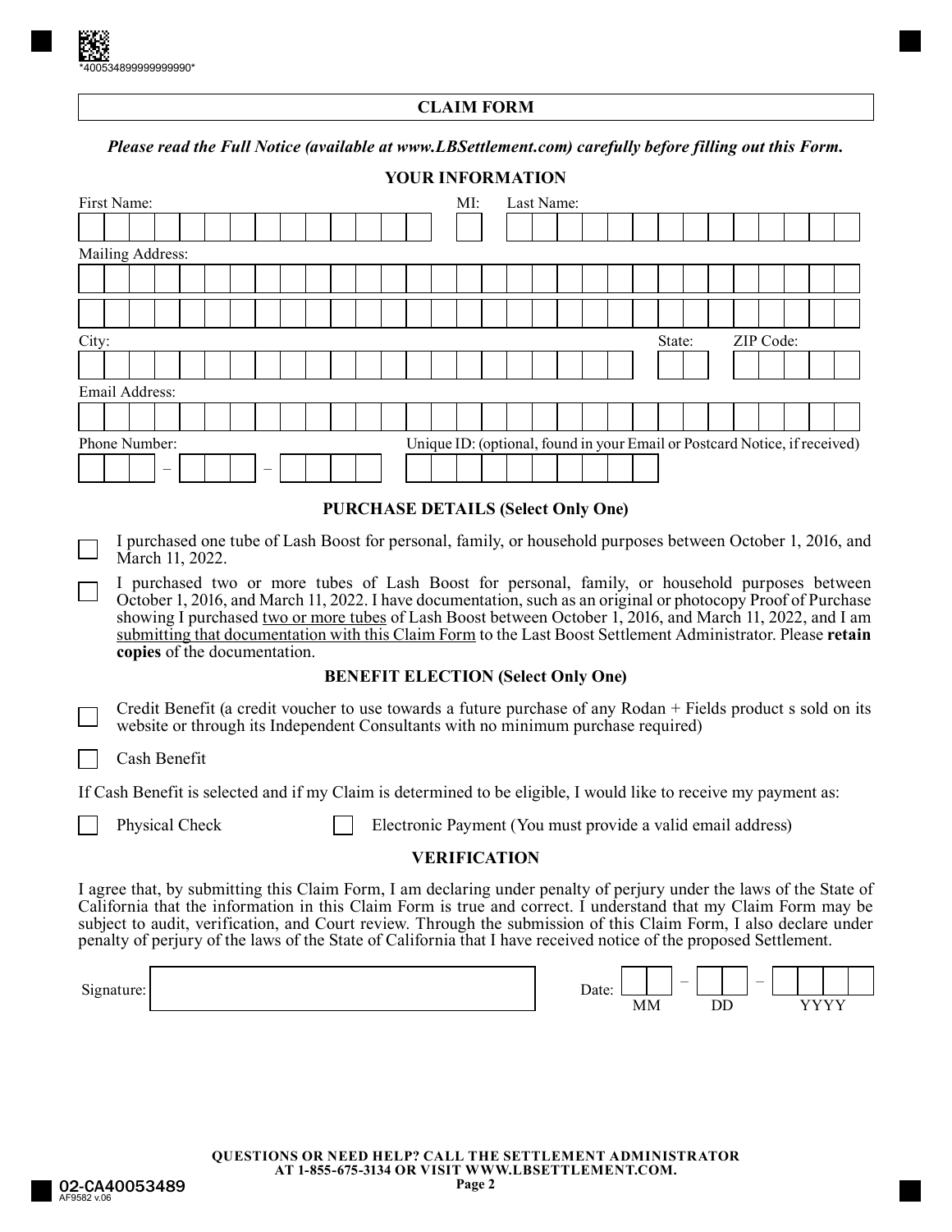*400534899999999990*

## CLAIM FORM

***Please read the Full Notice (available at www.LBSettlement.com) carefully before filling out this Form.***

### YOUR INFORMATION

First Name: ____________________ MI: ___ Last Name: ____________________

Mailing Address: ________________________________________

________________________________________

City: ____________________ State: ___ ZIP Code: ________

Email Address: ________________________________________

Phone Number: ___ – ___ – ____

Unique ID: (optional, found in your Email or Postcard Notice, if received) ____________

### PURCHASE DETAILS (Select Only One)

☐ I purchased one tube of Lash Boost for personal, family, or household purposes between October 1, 2016, and March 11, 2022.

☐ I purchased two or more tubes of Lash Boost for personal, family, or household purposes between October 1, 2016, and March 11, 2022. I have documentation, such as an original or photocopy Proof of Purchase showing I purchased <u>two or more tubes</u> of Lash Boost between October 1, 2016, and March 11, 2022, and I am <u>submitting that documentation with this Claim Form</u> to the Last Boost Settlement Administrator. Please **retain copies** of the documentation.

### BENEFIT ELECTION (Select Only One)

☐ Credit Benefit (a credit voucher to use towards a future purchase of any Rodan + Fields product s sold on its website or through its Independent Consultants with no minimum purchase required)

☐ Cash Benefit

If Cash Benefit is selected and if my Claim is determined to be eligible, I would like to receive my payment as:

☐ Physical Check ☐ Electronic Payment (You must provide a valid email address)

### VERIFICATION

I agree that, by submitting this Claim Form, I am declaring under penalty of perjury under the laws of the State of California that the information in this Claim Form is true and correct. I understand that my Claim Form may be subject to audit, verification, and Court review. Through the submission of this Claim Form, I also declare under penalty of perjury of the laws of the State of California that I have received notice of the proposed Settlement.

Signature: ________________________ Date: __ – __ – ____
MM DD YYYY

**QUESTIONS OR NEED HELP? CALL THE SETTLEMENT ADMINISTRATOR AT 1-855-675-3134 OR VISIT WWW.LBSETTLEMENT.COM.**

02-CA40053489
AF9582 v.06